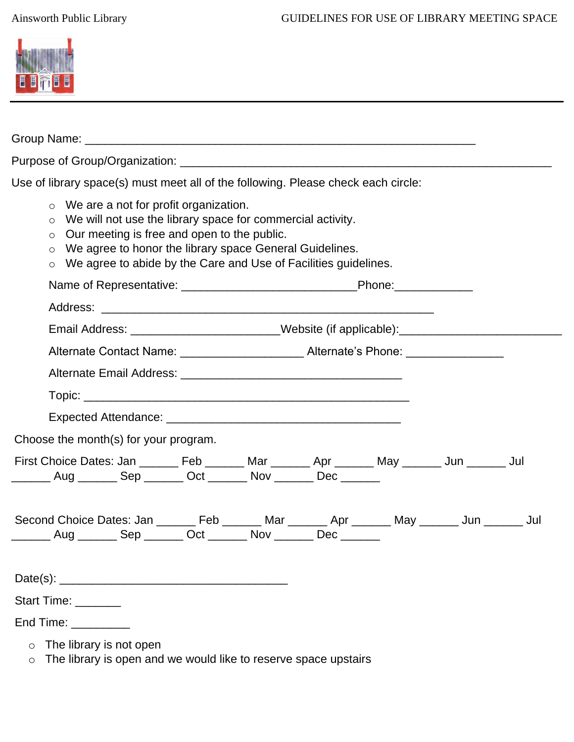Ainsworth Public Library

# GUIDELINES FOR USE OF LIBRARY MEETING SPACE

Group Name: ___________________________________________________________

Purpose of Group/Organization: _________________________________________________________

Use of library space(s) must meet all of the following. Please check each circle:

- ○ We are a not for profit organization.
- ○ We will not use the library space for commercial activity.
- ○ Our meeting is free and open to the public.
- ○ We agree to honor the library space General Guidelines.
- ○ We agree to abide by the Care and Use of Facilities guidelines.

Name of Representative: ___________________________Phone:____________

Address: ___________________________________________________

Email Address: _______________________Website (if applicable):_________________________

Alternate Contact Name: ___________________ Alternate's Phone: _______________

Alternate Email Address: __________________________________

Topic: ________________________________________________

Expected Attendance: ____________________________________

Choose the month(s) for your program.

First Choice Dates: Jan ______ Feb ______ Mar ______ Apr ______ May ______ Jun ______ Jul ______ Aug ______ Sep ______ Oct ______ Nov ______ Dec ______

Second Choice Dates: Jan ______ Feb ______ Mar ______ Apr ______ May ______ Jun ______ Jul ______ Aug ______ Sep ______ Oct ______ Nov ______ Dec ______

Date(s): ___________________________________

Start Time: _______

End Time: _________

- ○ The library is not open
- ○ The library is open and we would like to reserve space upstairs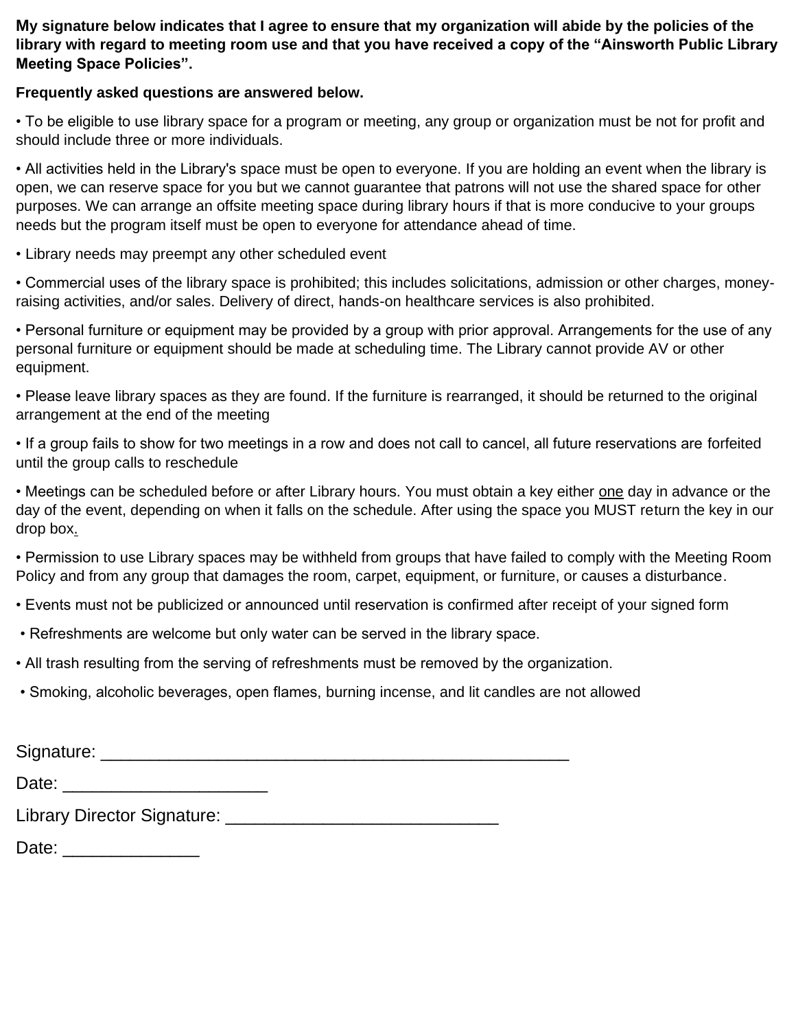**My signature below indicates that I agree to ensure that my organization will abide by the policies of the library with regard to meeting room use and that you have received a copy of the "Ainsworth Public Library Meeting Space Policies".**

**Frequently asked questions are answered below.**

- To be eligible to use library space for a program or meeting, any group or organization must be not for profit and should include three or more individuals.
- All activities held in the Library's space must be open to everyone. If you are holding an event when the library is open, we can reserve space for you but we cannot guarantee that patrons will not use the shared space for other purposes. We can arrange an offsite meeting space during library hours if that is more conducive to your groups needs but the program itself must be open to everyone for attendance ahead of time.
- Library needs may preempt any other scheduled event
- Commercial uses of the library space is prohibited; this includes solicitations, admission or other charges, money-raising activities, and/or sales. Delivery of direct, hands-on healthcare services is also prohibited.
- Personal furniture or equipment may be provided by a group with prior approval. Arrangements for the use of any personal furniture or equipment should be made at scheduling time. The Library cannot provide AV or other equipment.
- Please leave library spaces as they are found. If the furniture is rearranged, it should be returned to the original arrangement at the end of the meeting
- If a group fails to show for two meetings in a row and does not call to cancel, all future reservations are forfeited until the group calls to reschedule
- Meetings can be scheduled before or after Library hours. You must obtain a key either one day in advance or the day of the event, depending on when it falls on the schedule. After using the space you MUST return the key in our drop box.
- Permission to use Library spaces may be withheld from groups that have failed to comply with the Meeting Room Policy and from any group that damages the room, carpet, equipment, or furniture, or causes a disturbance.
- Events must not be publicized or announced until reservation is confirmed after receipt of your signed form
- Refreshments are welcome but only water can be served in the library space.
- All trash resulting from the serving of refreshments must be removed by the organization.
- Smoking, alcoholic beverages, open flames, burning incense, and lit candles are not allowed

Signature: ________________________________________________

Date: _____________________

Library Director Signature: ____________________________

Date: ______________